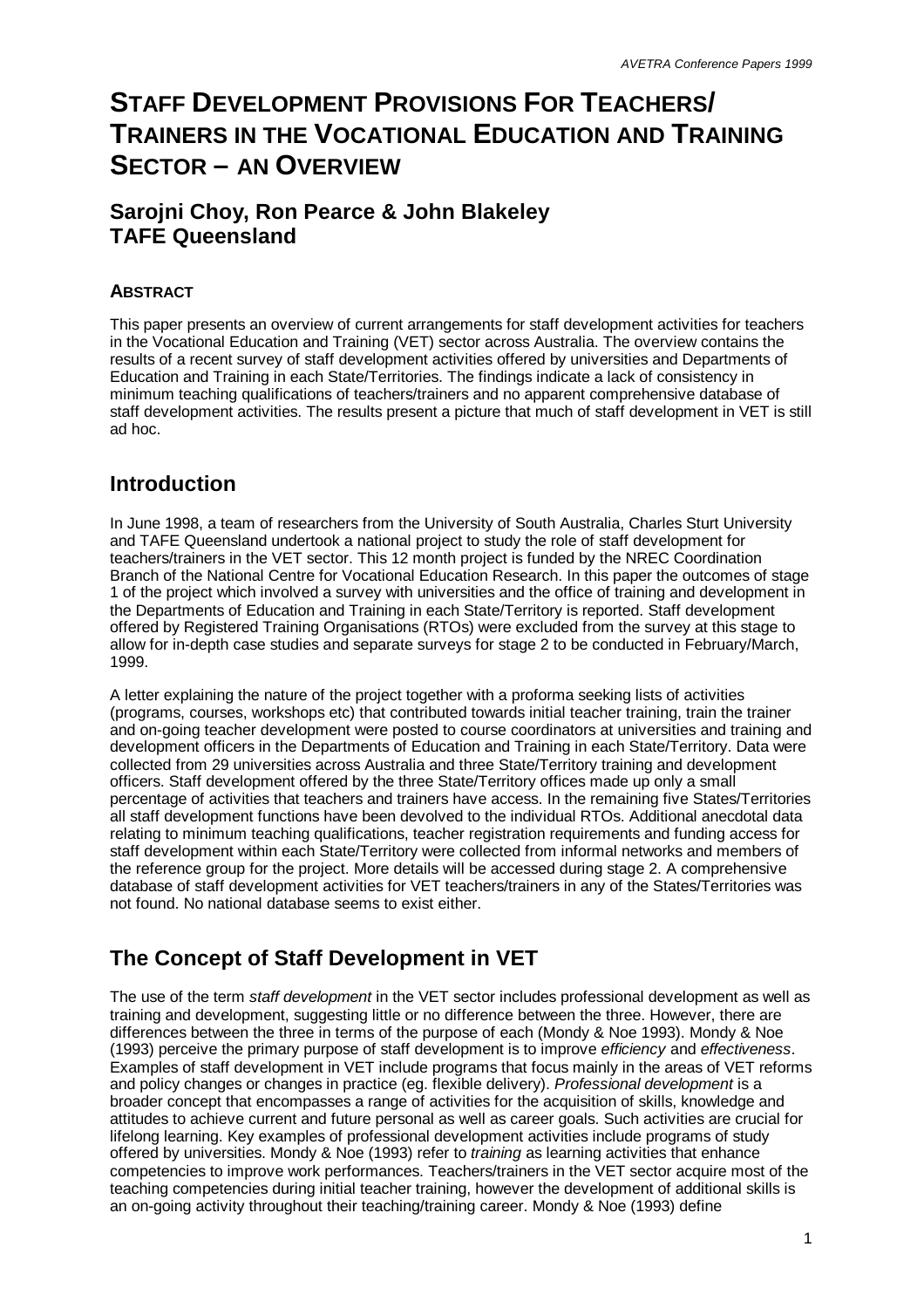# Staff Development Provisions For Teachers/ Trainers in the Vocational Education and Training Sector – an Overview

### Sarojni Choy, Ron Pearce & John Blakeley
### TAFE Queensland

#### Abstract

This paper presents an overview of current arrangements for staff development activities for teachers in the Vocational Education and Training (VET) sector across Australia. The overview contains the results of a recent survey of staff development activities offered by universities and Departments of Education and Training in each State/Territories. The findings indicate a lack of consistency in minimum teaching qualifications of teachers/trainers and no apparent comprehensive database of staff development activities. The results present a picture that much of staff development in VET is still ad hoc.

## Introduction

In June 1998, a team of researchers from the University of South Australia, Charles Sturt University and TAFE Queensland undertook a national project to study the role of staff development for teachers/trainers in the VET sector. This 12 month project is funded by the NREC Coordination Branch of the National Centre for Vocational Education Research. In this paper the outcomes of stage 1 of the project which involved a survey with universities and the office of training and development in the Departments of Education and Training in each State/Territory is reported. Staff development offered by Registered Training Organisations (RTOs) were excluded from the survey at this stage to allow for in-depth case studies and separate surveys for stage 2 to be conducted in February/March, 1999.

A letter explaining the nature of the project together with a proforma seeking lists of activities (programs, courses, workshops etc) that contributed towards initial teacher training, train the trainer and on-going teacher development were posted to course coordinators at universities and training and development officers in the Departments of Education and Training in each State/Territory. Data were collected from 29 universities across Australia and three State/Territory training and development officers. Staff development offered by the three State/Territory offices made up only a small percentage of activities that teachers and trainers have access. In the remaining five States/Territories all staff development functions have been devolved to the individual RTOs. Additional anecdotal data relating to minimum teaching qualifications, teacher registration requirements and funding access for staff development within each State/Territory were collected from informal networks and members of the reference group for the project. More details will be accessed during stage 2. A comprehensive database of staff development activities for VET teachers/trainers in any of the States/Territories was not found. No national database seems to exist either.

## The Concept of Staff Development in VET

The use of the term *staff development* in the VET sector includes professional development as well as training and development, suggesting little or no difference between the three. However, there are differences between the three in terms of the purpose of each (Mondy & Noe 1993). Mondy & Noe (1993) perceive the primary purpose of staff development is to improve *efficiency* and *effectiveness*. Examples of staff development in VET include programs that focus mainly in the areas of VET reforms and policy changes or changes in practice (eg. flexible delivery). *Professional development* is a broader concept that encompasses a range of activities for the acquisition of skills, knowledge and attitudes to achieve current and future personal as well as career goals. Such activities are crucial for lifelong learning. Key examples of professional development activities include programs of study offered by universities. Mondy & Noe (1993) refer to *training* as learning activities that enhance competencies to improve work performances. Teachers/trainers in the VET sector acquire most of the teaching competencies during initial teacher training, however the development of additional skills is an on-going activity throughout their teaching/training career. Mondy & Noe (1993) define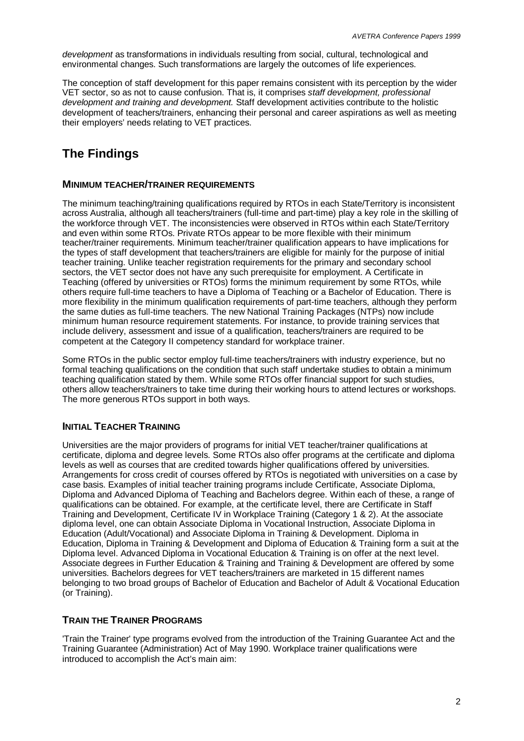*development* as transformations in individuals resulting from social, cultural, technological and environmental changes. Such transformations are largely the outcomes of life experiences.

The conception of staff development for this paper remains consistent with its perception by the wider VET sector, so as not to cause confusion. That is, it comprises *staff development, professional development and training and development.* Staff development activities contribute to the holistic development of teachers/trainers, enhancing their personal and career aspirations as well as meeting their employers' needs relating to VET practices.

## The Findings

### Minimum teacher/trainer requirements

The minimum teaching/training qualifications required by RTOs in each State/Territory is inconsistent across Australia, although all teachers/trainers (full-time and part-time) play a key role in the skilling of the workforce through VET. The inconsistencies were observed in RTOs within each State/Territory and even within some RTOs. Private RTOs appear to be more flexible with their minimum teacher/trainer requirements. Minimum teacher/trainer qualification appears to have implications for the types of staff development that teachers/trainers are eligible for mainly for the purpose of initial teacher training. Unlike teacher registration requirements for the primary and secondary school sectors, the VET sector does not have any such prerequisite for employment. A Certificate in Teaching (offered by universities or RTOs) forms the minimum requirement by some RTOs, while others require full-time teachers to have a Diploma of Teaching or a Bachelor of Education. There is more flexibility in the minimum qualification requirements of part-time teachers, although they perform the same duties as full-time teachers. The new National Training Packages (NTPs) now include minimum human resource requirement statements. For instance, to provide training services that include delivery, assessment and issue of a qualification, teachers/trainers are required to be competent at the Category II competency standard for workplace trainer.

Some RTOs in the public sector employ full-time teachers/trainers with industry experience, but no formal teaching qualifications on the condition that such staff undertake studies to obtain a minimum teaching qualification stated by them. While some RTOs offer financial support for such studies, others allow teachers/trainers to take time during their working hours to attend lectures or workshops. The more generous RTOs support in both ways.

### Initial Teacher Training

Universities are the major providers of programs for initial VET teacher/trainer qualifications at certificate, diploma and degree levels. Some RTOs also offer programs at the certificate and diploma levels as well as courses that are credited towards higher qualifications offered by universities. Arrangements for cross credit of courses offered by RTOs is negotiated with universities on a case by case basis. Examples of initial teacher training programs include Certificate, Associate Diploma, Diploma and Advanced Diploma of Teaching and Bachelors degree. Within each of these, a range of qualifications can be obtained. For example, at the certificate level, there are Certificate in Staff Training and Development, Certificate IV in Workplace Training (Category 1 & 2). At the associate diploma level, one can obtain Associate Diploma in Vocational Instruction, Associate Diploma in Education (Adult/Vocational) and Associate Diploma in Training & Development. Diploma in Education, Diploma in Training & Development and Diploma of Education & Training form a suit at the Diploma level. Advanced Diploma in Vocational Education & Training is on offer at the next level. Associate degrees in Further Education & Training and Training & Development are offered by some universities. Bachelors degrees for VET teachers/trainers are marketed in 15 different names belonging to two broad groups of Bachelor of Education and Bachelor of Adult & Vocational Education (or Training).

### Train the Trainer Programs

'Train the Trainer' type programs evolved from the introduction of the Training Guarantee Act and the Training Guarantee (Administration) Act of May 1990. Workplace trainer qualifications were introduced to accomplish the Act's main aim: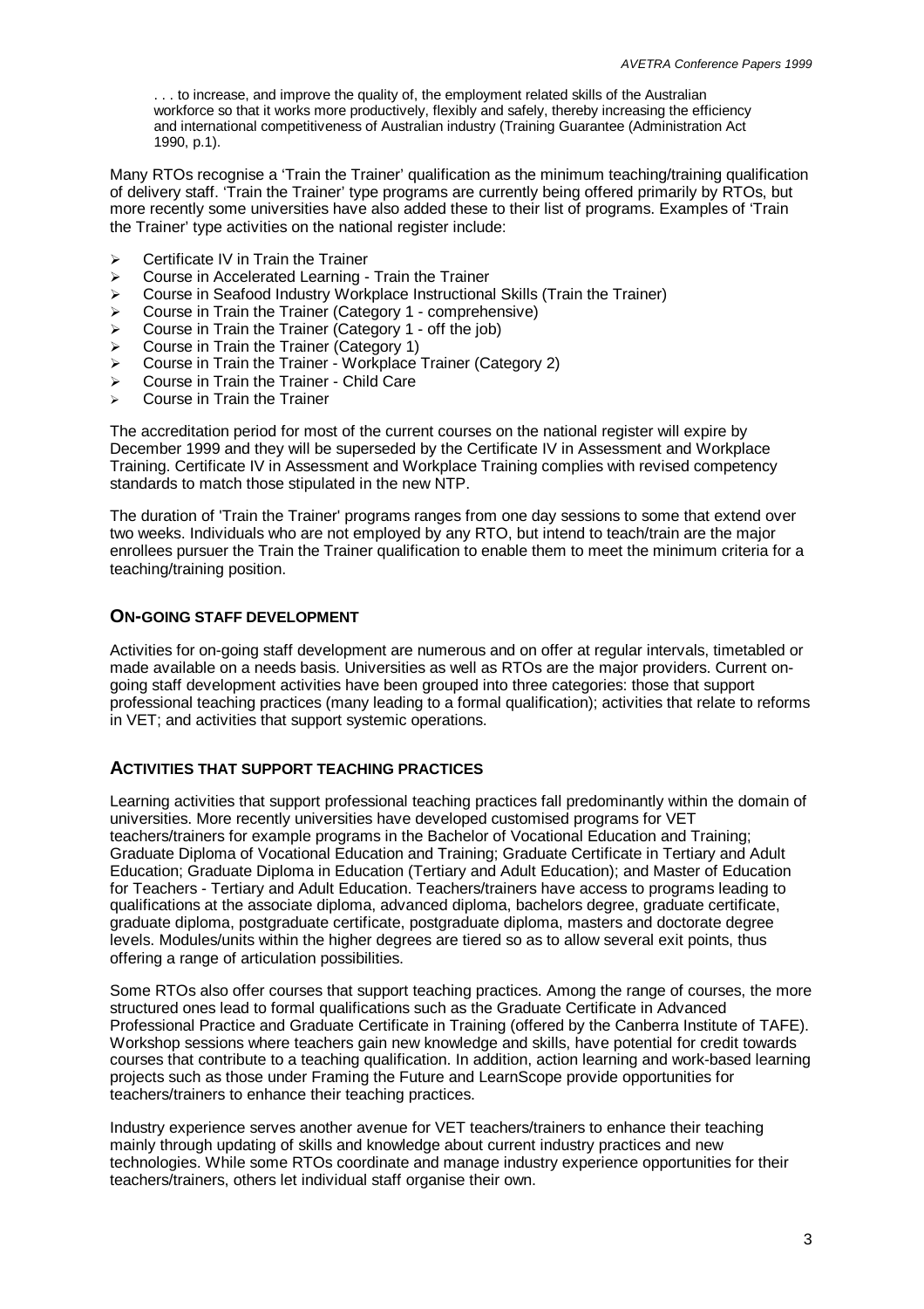> . . . to increase, and improve the quality of, the employment related skills of the Australian workforce so that it works more productively, flexibly and safely, thereby increasing the efficiency and international competitiveness of Australian industry (Training Guarantee (Administration Act 1990, p.1).

Many RTOs recognise a 'Train the Trainer' qualification as the minimum teaching/training qualification of delivery staff. 'Train the Trainer' type programs are currently being offered primarily by RTOs, but more recently some universities have also added these to their list of programs. Examples of 'Train the Trainer' type activities on the national register include:

- Certificate IV in Train the Trainer
- Course in Accelerated Learning - Train the Trainer
- Course in Seafood Industry Workplace Instructional Skills (Train the Trainer)
- Course in Train the Trainer (Category 1 - comprehensive)
- Course in Train the Trainer (Category 1 - off the job)
- Course in Train the Trainer (Category 1)
- Course in Train the Trainer - Workplace Trainer (Category 2)
- Course in Train the Trainer - Child Care
- Course in Train the Trainer

The accreditation period for most of the current courses on the national register will expire by December 1999 and they will be superseded by the Certificate IV in Assessment and Workplace Training. Certificate IV in Assessment and Workplace Training complies with revised competency standards to match those stipulated in the new NTP.

The duration of 'Train the Trainer' programs ranges from one day sessions to some that extend over two weeks. Individuals who are not employed by any RTO, but intend to teach/train are the major enrollees pursuer the Train the Trainer qualification to enable them to meet the minimum criteria for a teaching/training position.

## ON-GOING STAFF DEVELOPMENT

Activities for on-going staff development are numerous and on offer at regular intervals, timetabled or made available on a needs basis. Universities as well as RTOs are the major providers. Current on-going staff development activities have been grouped into three categories: those that support professional teaching practices (many leading to a formal qualification); activities that relate to reforms in VET; and activities that support systemic operations.

## ACTIVITIES THAT SUPPORT TEACHING PRACTICES

Learning activities that support professional teaching practices fall predominantly within the domain of universities. More recently universities have developed customised programs for VET teachers/trainers for example programs in the Bachelor of Vocational Education and Training; Graduate Diploma of Vocational Education and Training; Graduate Certificate in Tertiary and Adult Education; Graduate Diploma in Education (Tertiary and Adult Education); and Master of Education for Teachers - Tertiary and Adult Education. Teachers/trainers have access to programs leading to qualifications at the associate diploma, advanced diploma, bachelors degree, graduate certificate, graduate diploma, postgraduate certificate, postgraduate diploma, masters and doctorate degree levels. Modules/units within the higher degrees are tiered so as to allow several exit points, thus offering a range of articulation possibilities.

Some RTOs also offer courses that support teaching practices. Among the range of courses, the more structured ones lead to formal qualifications such as the Graduate Certificate in Advanced Professional Practice and Graduate Certificate in Training (offered by the Canberra Institute of TAFE). Workshop sessions where teachers gain new knowledge and skills, have potential for credit towards courses that contribute to a teaching qualification. In addition, action learning and work-based learning projects such as those under Framing the Future and LearnScope provide opportunities for teachers/trainers to enhance their teaching practices.

Industry experience serves another avenue for VET teachers/trainers to enhance their teaching mainly through updating of skills and knowledge about current industry practices and new technologies. While some RTOs coordinate and manage industry experience opportunities for their teachers/trainers, others let individual staff organise their own.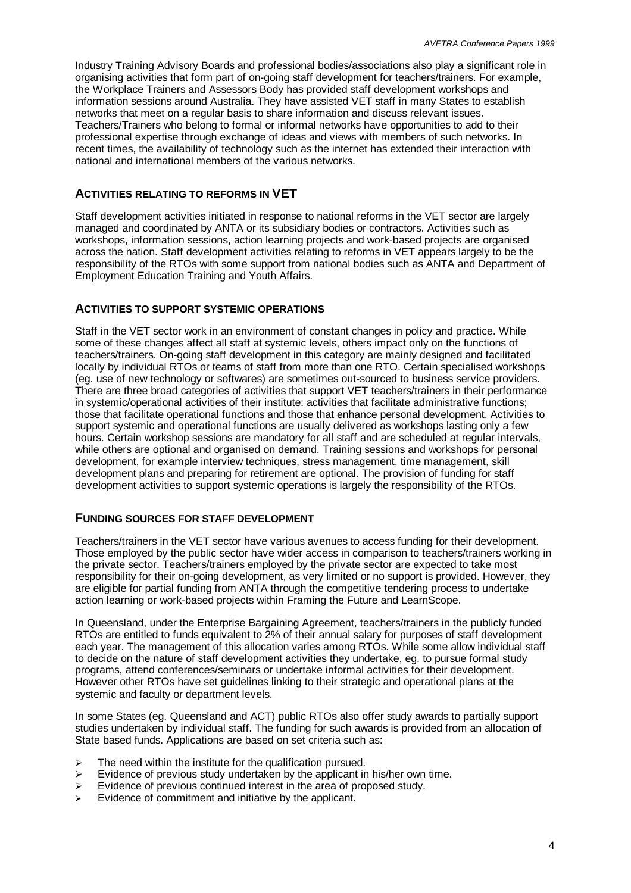Industry Training Advisory Boards and professional bodies/associations also play a significant role in organising activities that form part of on-going staff development for teachers/trainers. For example, the Workplace Trainers and Assessors Body has provided staff development workshops and information sessions around Australia. They have assisted VET staff in many States to establish networks that meet on a regular basis to share information and discuss relevant issues. Teachers/Trainers who belong to formal or informal networks have opportunities to add to their professional expertise through exchange of ideas and views with members of such networks. In recent times, the availability of technology such as the internet has extended their interaction with national and international members of the various networks.

## ACTIVITIES RELATING TO REFORMS IN VET

Staff development activities initiated in response to national reforms in the VET sector are largely managed and coordinated by ANTA or its subsidiary bodies or contractors. Activities such as workshops, information sessions, action learning projects and work-based projects are organised across the nation. Staff development activities relating to reforms in VET appears largely to be the responsibility of the RTOs with some support from national bodies such as ANTA and Department of Employment Education Training and Youth Affairs.

## ACTIVITIES TO SUPPORT SYSTEMIC OPERATIONS

Staff in the VET sector work in an environment of constant changes in policy and practice. While some of these changes affect all staff at systemic levels, others impact only on the functions of teachers/trainers. On-going staff development in this category are mainly designed and facilitated locally by individual RTOs or teams of staff from more than one RTO. Certain specialised workshops (eg. use of new technology or softwares) are sometimes out-sourced to business service providers. There are three broad categories of activities that support VET teachers/trainers in their performance in systemic/operational activities of their institute: activities that facilitate administrative functions; those that facilitate operational functions and those that enhance personal development. Activities to support systemic and operational functions are usually delivered as workshops lasting only a few hours. Certain workshop sessions are mandatory for all staff and are scheduled at regular intervals, while others are optional and organised on demand. Training sessions and workshops for personal development, for example interview techniques, stress management, time management, skill development plans and preparing for retirement are optional. The provision of funding for staff development activities to support systemic operations is largely the responsibility of the RTOs.

## FUNDING SOURCES FOR STAFF DEVELOPMENT

Teachers/trainers in the VET sector have various avenues to access funding for their development. Those employed by the public sector have wider access in comparison to teachers/trainers working in the private sector. Teachers/trainers employed by the private sector are expected to take most responsibility for their on-going development, as very limited or no support is provided. However, they are eligible for partial funding from ANTA through the competitive tendering process to undertake action learning or work-based projects within Framing the Future and LearnScope.

In Queensland, under the Enterprise Bargaining Agreement, teachers/trainers in the publicly funded RTOs are entitled to funds equivalent to 2% of their annual salary for purposes of staff development each year. The management of this allocation varies among RTOs. While some allow individual staff to decide on the nature of staff development activities they undertake, eg. to pursue formal study programs, attend conferences/seminars or undertake informal activities for their development. However other RTOs have set guidelines linking to their strategic and operational plans at the systemic and faculty or department levels.

In some States (eg. Queensland and ACT) public RTOs also offer study awards to partially support studies undertaken by individual staff. The funding for such awards is provided from an allocation of State based funds. Applications are based on set criteria such as:

- The need within the institute for the qualification pursued.
- Evidence of previous study undertaken by the applicant in his/her own time.
- Evidence of previous continued interest in the area of proposed study.
- Evidence of commitment and initiative by the applicant.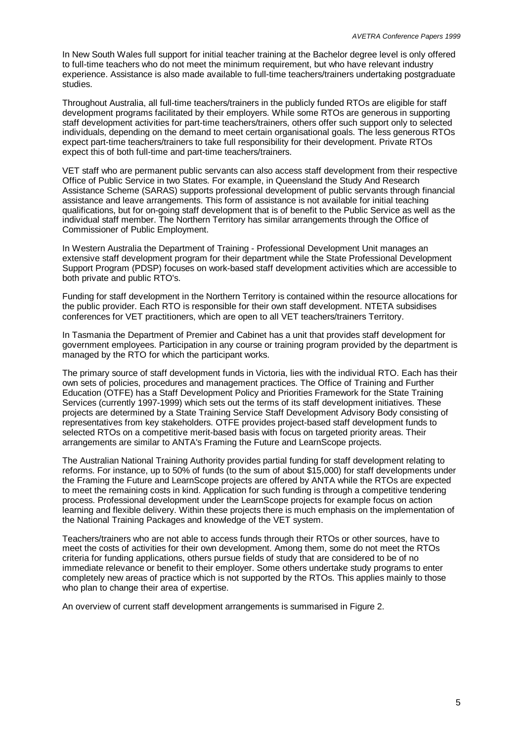In New South Wales full support for initial teacher training at the Bachelor degree level is only offered to full-time teachers who do not meet the minimum requirement, but who have relevant industry experience. Assistance is also made available to full-time teachers/trainers undertaking postgraduate studies.

Throughout Australia, all full-time teachers/trainers in the publicly funded RTOs are eligible for staff development programs facilitated by their employers. While some RTOs are generous in supporting staff development activities for part-time teachers/trainers, others offer such support only to selected individuals, depending on the demand to meet certain organisational goals. The less generous RTOs expect part-time teachers/trainers to take full responsibility for their development. Private RTOs expect this of both full-time and part-time teachers/trainers.

VET staff who are permanent public servants can also access staff development from their respective Office of Public Service in two States. For example, in Queensland the Study And Research Assistance Scheme (SARAS) supports professional development of public servants through financial assistance and leave arrangements. This form of assistance is not available for initial teaching qualifications, but for on-going staff development that is of benefit to the Public Service as well as the individual staff member. The Northern Territory has similar arrangements through the Office of Commissioner of Public Employment.

In Western Australia the Department of Training - Professional Development Unit manages an extensive staff development program for their department while the State Professional Development Support Program (PDSP) focuses on work-based staff development activities which are accessible to both private and public RTO's.

Funding for staff development in the Northern Territory is contained within the resource allocations for the public provider. Each RTO is responsible for their own staff development. NTETA subsidises conferences for VET practitioners, which are open to all VET teachers/trainers Territory.

In Tasmania the Department of Premier and Cabinet has a unit that provides staff development for government employees. Participation in any course or training program provided by the department is managed by the RTO for which the participant works.

The primary source of staff development funds in Victoria, lies with the individual RTO. Each has their own sets of policies, procedures and management practices. The Office of Training and Further Education (OTFE) has a Staff Development Policy and Priorities Framework for the State Training Services (currently 1997-1999) which sets out the terms of its staff development initiatives. These projects are determined by a State Training Service Staff Development Advisory Body consisting of representatives from key stakeholders. OTFE provides project-based staff development funds to selected RTOs on a competitive merit-based basis with focus on targeted priority areas. Their arrangements are similar to ANTA's Framing the Future and LearnScope projects.

The Australian National Training Authority provides partial funding for staff development relating to reforms. For instance, up to 50% of funds (to the sum of about $15,000) for staff developments under the Framing the Future and LearnScope projects are offered by ANTA while the RTOs are expected to meet the remaining costs in kind. Application for such funding is through a competitive tendering process. Professional development under the LearnScope projects for example focus on action learning and flexible delivery. Within these projects there is much emphasis on the implementation of the National Training Packages and knowledge of the VET system.

Teachers/trainers who are not able to access funds through their RTOs or other sources, have to meet the costs of activities for their own development. Among them, some do not meet the RTOs criteria for funding applications, others pursue fields of study that are considered to be of no immediate relevance or benefit to their employer. Some others undertake study programs to enter completely new areas of practice which is not supported by the RTOs. This applies mainly to those who plan to change their area of expertise.

An overview of current staff development arrangements is summarised in Figure 2.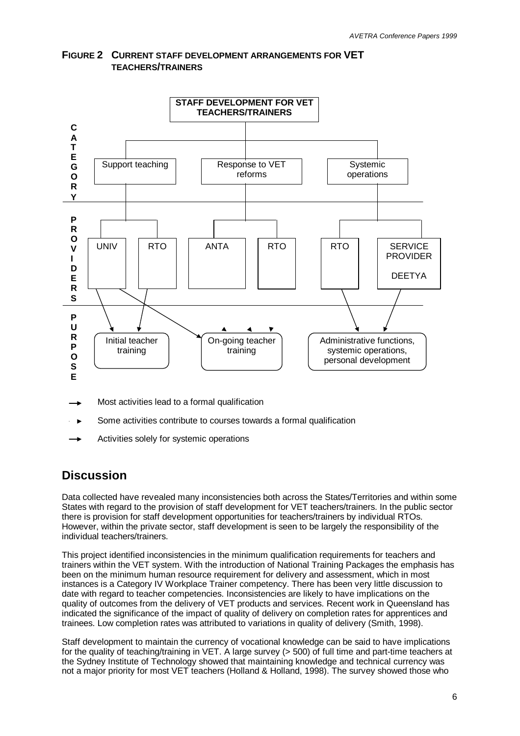**FIGURE 2 CURRENT STAFF DEVELOPMENT ARRANGEMENTS FOR VET TEACHERS/TRAINERS**

**STAFF DEVELOPMENT FOR VET TEACHERS/TRAINERS**

**CATEGORY**

- Support teaching
- Response to VET reforms
- Systemic operations

**PROVIDERS**

- UNIV
- RTO
- ANTA
- RTO
- RTO
- SERVICE PROVIDER DEETYA

**PURPOSE**

- Initial teacher training
- On-going teacher training
- Administrative functions, systemic operations, personal development

→ Most activities lead to a formal qualification

‐ ► Some activities contribute to courses towards a formal qualification

→ Activities solely for systemic operations

## Discussion

Data collected have revealed many inconsistencies both across the States/Territories and within some States with regard to the provision of staff development for VET teachers/trainers. In the public sector there is provision for staff development opportunities for teachers/trainers by individual RTOs. However, within the private sector, staff development is seen to be largely the responsibility of the individual teachers/trainers.

This project identified inconsistencies in the minimum qualification requirements for teachers and trainers within the VET system. With the introduction of National Training Packages the emphasis has been on the minimum human resource requirement for delivery and assessment, which in most instances is a Category IV Workplace Trainer competency. There has been very little discussion to date with regard to teacher competencies. Inconsistencies are likely to have implications on the quality of outcomes from the delivery of VET products and services. Recent work in Queensland has indicated the significance of the impact of quality of delivery on completion rates for apprentices and trainees. Low completion rates was attributed to variations in quality of delivery (Smith, 1998).

Staff development to maintain the currency of vocational knowledge can be said to have implications for the quality of teaching/training in VET. A large survey (> 500) of full time and part-time teachers at the Sydney Institute of Technology showed that maintaining knowledge and technical currency was not a major priority for most VET teachers (Holland & Holland, 1998). The survey showed those who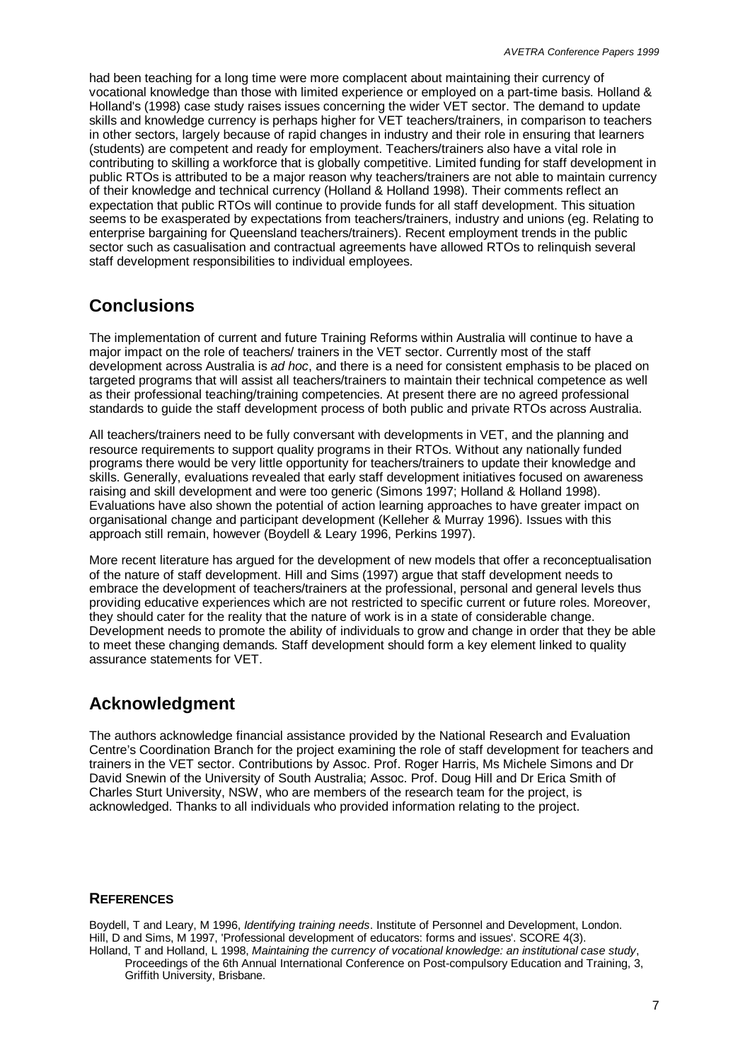had been teaching for a long time were more complacent about maintaining their currency of vocational knowledge than those with limited experience or employed on a part-time basis. Holland & Holland's (1998) case study raises issues concerning the wider VET sector. The demand to update skills and knowledge currency is perhaps higher for VET teachers/trainers, in comparison to teachers in other sectors, largely because of rapid changes in industry and their role in ensuring that learners (students) are competent and ready for employment. Teachers/trainers also have a vital role in contributing to skilling a workforce that is globally competitive. Limited funding for staff development in public RTOs is attributed to be a major reason why teachers/trainers are not able to maintain currency of their knowledge and technical currency (Holland & Holland 1998). Their comments reflect an expectation that public RTOs will continue to provide funds for all staff development. This situation seems to be exasperated by expectations from teachers/trainers, industry and unions (eg. Relating to enterprise bargaining for Queensland teachers/trainers). Recent employment trends in the public sector such as casualisation and contractual agreements have allowed RTOs to relinquish several staff development responsibilities to individual employees.

## Conclusions

The implementation of current and future Training Reforms within Australia will continue to have a major impact on the role of teachers/ trainers in the VET sector. Currently most of the staff development across Australia is *ad hoc*, and there is a need for consistent emphasis to be placed on targeted programs that will assist all teachers/trainers to maintain their technical competence as well as their professional teaching/training competencies. At present there are no agreed professional standards to guide the staff development process of both public and private RTOs across Australia.

All teachers/trainers need to be fully conversant with developments in VET, and the planning and resource requirements to support quality programs in their RTOs. Without any nationally funded programs there would be very little opportunity for teachers/trainers to update their knowledge and skills. Generally, evaluations revealed that early staff development initiatives focused on awareness raising and skill development and were too generic (Simons 1997; Holland & Holland 1998). Evaluations have also shown the potential of action learning approaches to have greater impact on organisational change and participant development (Kelleher & Murray 1996). Issues with this approach still remain, however (Boydell & Leary 1996, Perkins 1997).

More recent literature has argued for the development of new models that offer a reconceptualisation of the nature of staff development. Hill and Sims (1997) argue that staff development needs to embrace the development of teachers/trainers at the professional, personal and general levels thus providing educative experiences which are not restricted to specific current or future roles. Moreover, they should cater for the reality that the nature of work is in a state of considerable change. Development needs to promote the ability of individuals to grow and change in order that they be able to meet these changing demands. Staff development should form a key element linked to quality assurance statements for VET.

## Acknowledgment

The authors acknowledge financial assistance provided by the National Research and Evaluation Centre's Coordination Branch for the project examining the role of staff development for teachers and trainers in the VET sector. Contributions by Assoc. Prof. Roger Harris, Ms Michele Simons and Dr David Snewin of the University of South Australia; Assoc. Prof. Doug Hill and Dr Erica Smith of Charles Sturt University, NSW, who are members of the research team for the project, is acknowledged. Thanks to all individuals who provided information relating to the project.

### References

Boydell, T and Leary, M 1996, *Identifying training needs*. Institute of Personnel and Development, London.

Hill, D and Sims, M 1997, 'Professional development of educators: forms and issues'. SCORE 4(3).

Holland, T and Holland, L 1998, *Maintaining the currency of vocational knowledge: an institutional case study*, Proceedings of the 6th Annual International Conference on Post-compulsory Education and Training, 3, Griffith University, Brisbane.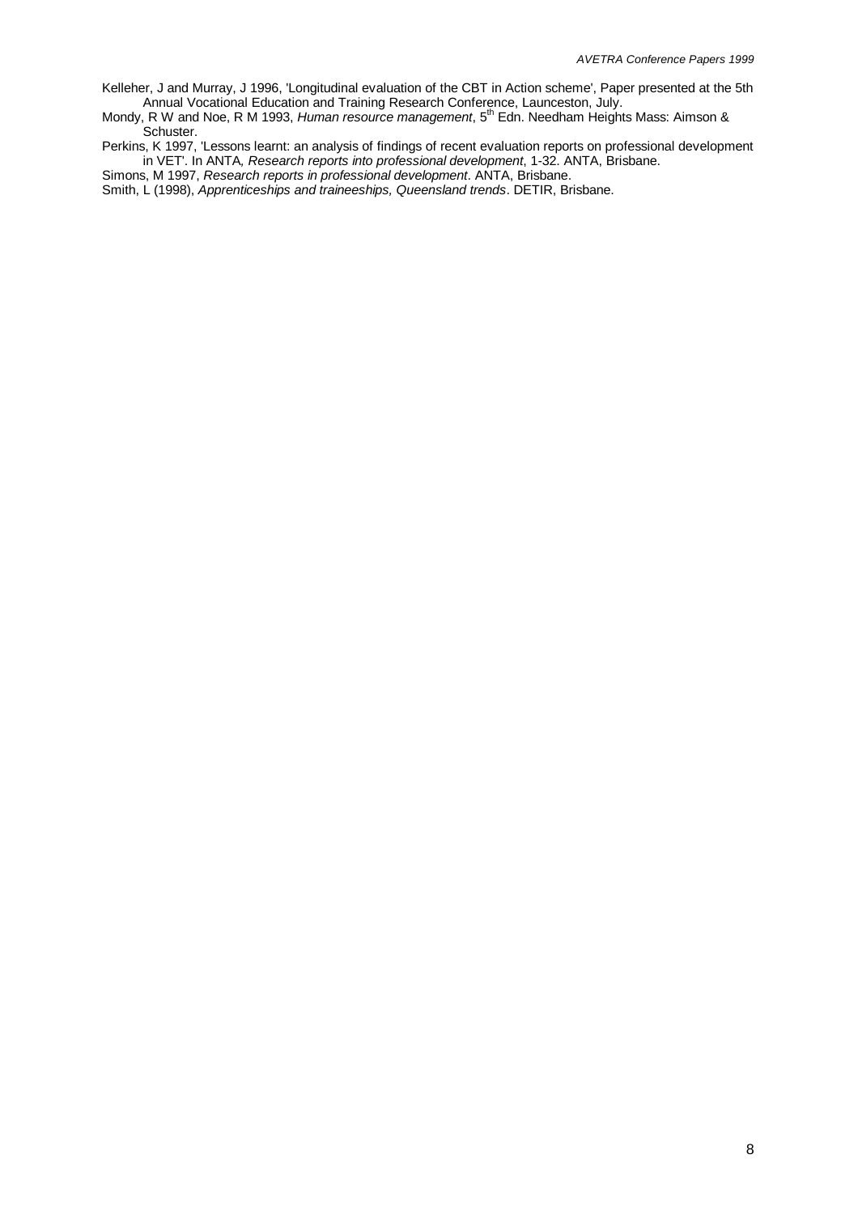Kelleher, J and Murray, J 1996, 'Longitudinal evaluation of the CBT in Action scheme', Paper presented at the 5th Annual Vocational Education and Training Research Conference, Launceston, July.

Mondy, R W and Noe, R M 1993, *Human resource management*, 5th Edn. Needham Heights Mass: Aimson & Schuster.

Perkins, K 1997, 'Lessons learnt: an analysis of findings of recent evaluation reports on professional development in VET'. In ANTA*, Research reports into professional development*, 1-32. ANTA, Brisbane.

Simons, M 1997, *Research reports in professional development*. ANTA, Brisbane.

Smith, L (1998), *Apprenticeships and traineeships, Queensland trends*. DETIR, Brisbane.